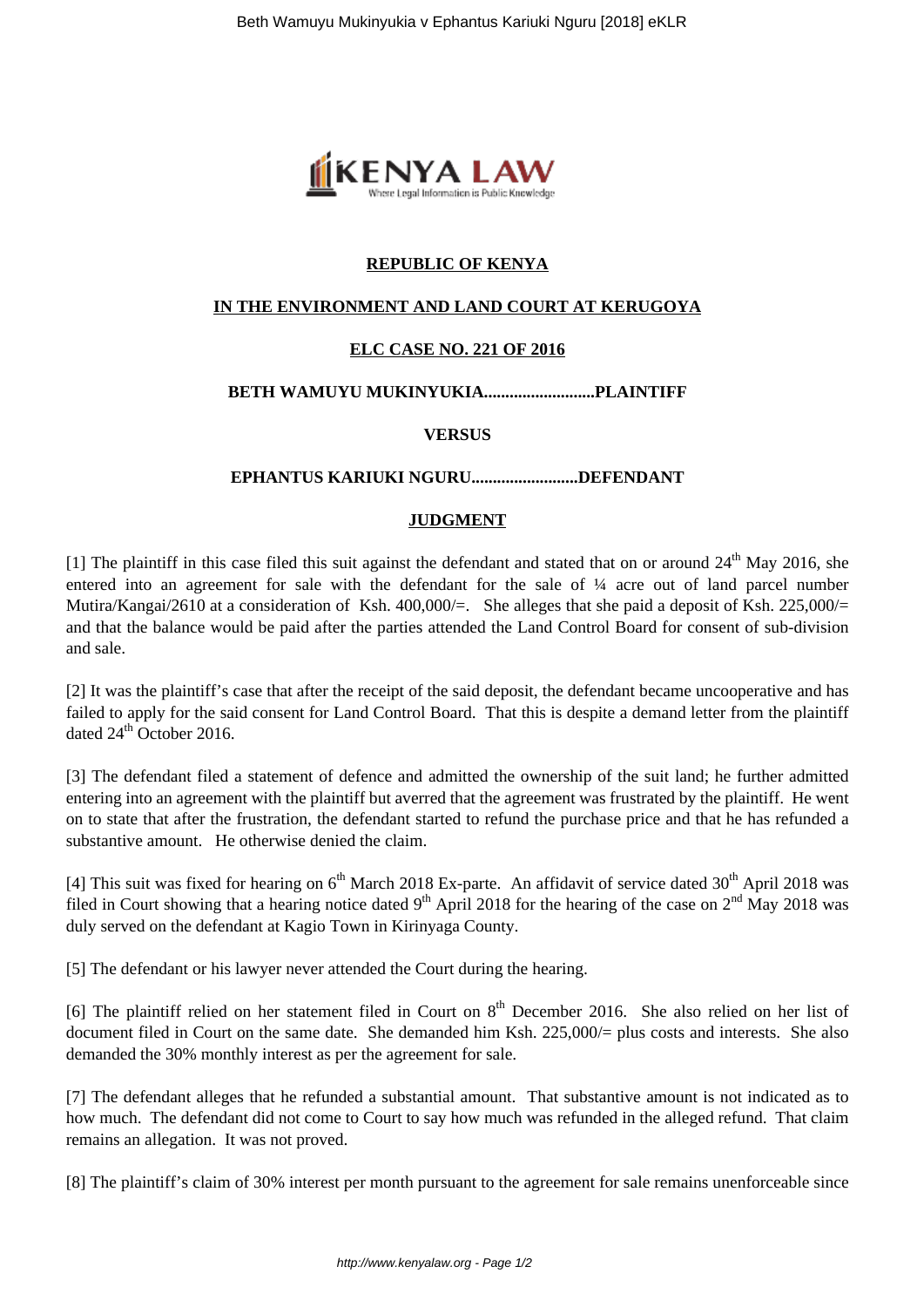**REPUBLIC OF KENYA**

**IN THE ENVIRONMENT AND LAND COURT AT KERUGOYA**

**ELC CASE NO. 221 OF 2016**

**BETH WAMUYU MUKINYUKIA..........................PLAINTIFF**

**VERSUS**

**EPHANTUS KARIUKI NGURU.........................DEFENDANT**

**JUDGMENT**

[1] The plaintiff in this case filed this suit against the defendant and stated that on or around 24th May 2016, she entered into an agreement for sale with the defendant for the sale of ¼ acre out of land parcel number Mutira/Kangai/2610 at a consideration of Ksh. 400,000/=. She alleges that she paid a deposit of Ksh. 225,000/= and that the balance would be paid after the parties attended the Land Control Board for consent of sub-division and sale.

[2] It was the plaintiff's case that after the receipt of the said deposit, the defendant became uncooperative and has failed to apply for the said consent for Land Control Board. That this is despite a demand letter from the plaintiff dated 24th October 2016.

[3] The defendant filed a statement of defence and admitted the ownership of the suit land; he further admitted entering into an agreement with the plaintiff but averred that the agreement was frustrated by the plaintiff. He went on to state that after the frustration, the defendant started to refund the purchase price and that he has refunded a substantive amount. He otherwise denied the claim.

[4] This suit was fixed for hearing on 6th March 2018 Ex-parte. An affidavit of service dated 30th April 2018 was filed in Court showing that a hearing notice dated 9th April 2018 for the hearing of the case on 2nd May 2018 was duly served on the defendant at Kagio Town in Kirinyaga County.

[5] The defendant or his lawyer never attended the Court during the hearing.

[6] The plaintiff relied on her statement filed in Court on 8th December 2016. She also relied on her list of document filed in Court on the same date. She demanded him Ksh. 225,000/= plus costs and interests. She also demanded the 30% monthly interest as per the agreement for sale.

[7] The defendant alleges that he refunded a substantial amount. That substantive amount is not indicated as to how much. The defendant did not come to Court to say how much was refunded in the alleged refund. That claim remains an allegation. It was not proved.

[8] The plaintiff's claim of 30% interest per month pursuant to the agreement for sale remains unenforceable since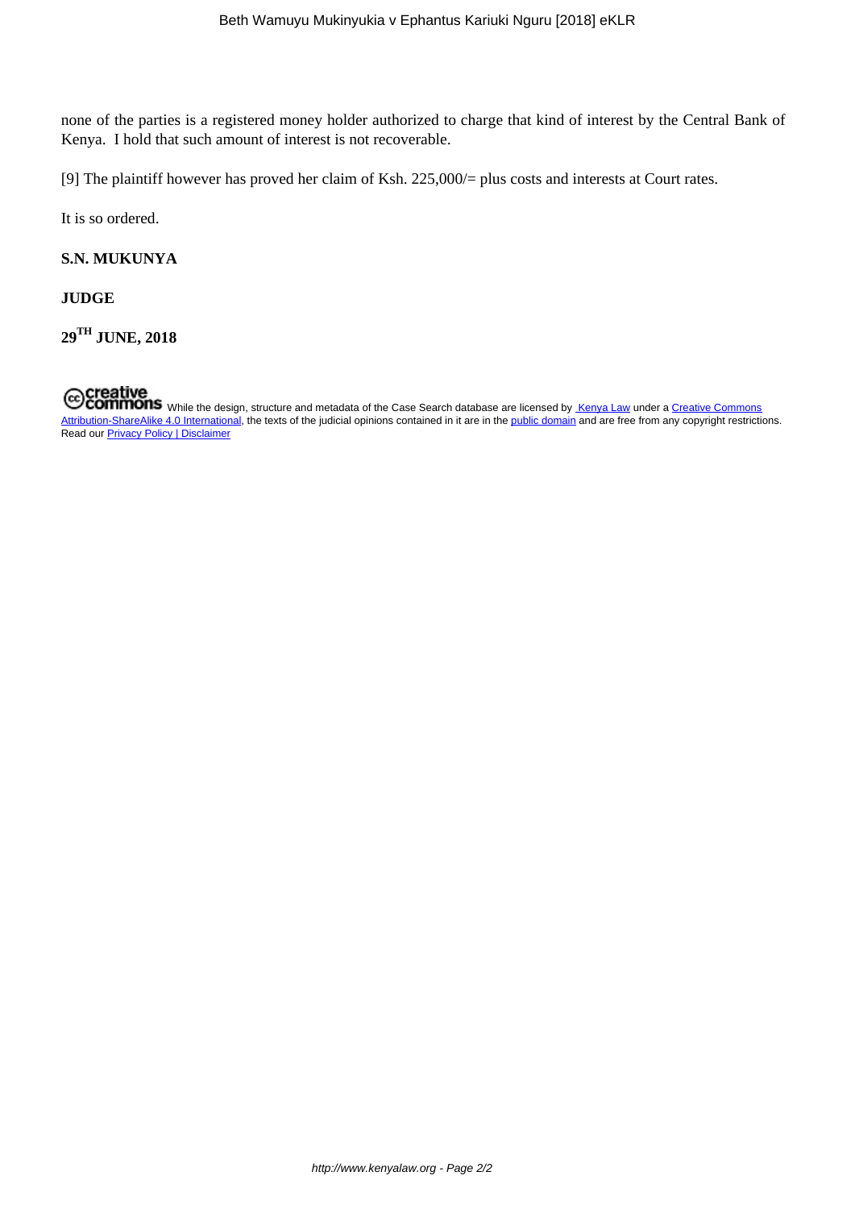none of the parties is a registered money holder authorized to charge that kind of interest by the Central Bank of Kenya. I hold that such amount of interest is not recoverable.

[9] The plaintiff however has proved her claim of Ksh. 225,000/= plus costs and interests at Court rates.

It is so ordered.

**S.N. MUKUNYA**

**JUDGE**

**29TH JUNE, 2018**

While the design, structure and metadata of the Case Search database are licensed by Kenya Law under a Creative Commons Attribution-ShareAlike 4.0 International, the texts of the judicial opinions contained in it are in the public domain and are free from any copyright restrictions. Read our Privacy Policy | Disclaimer